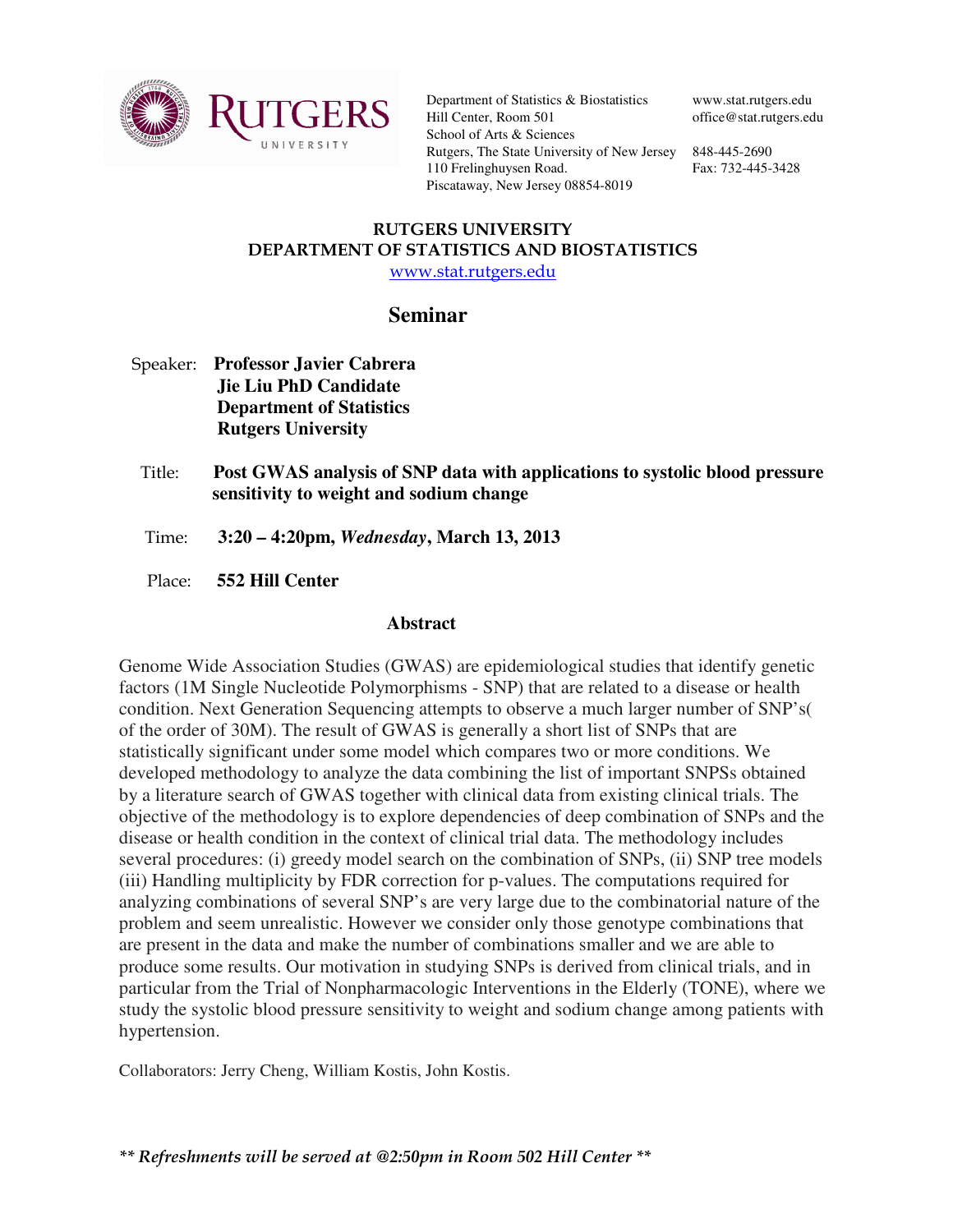Department of Statistics & Biostatistics
Hill Center, Room 501
School of Arts & Sciences
Rutgers, The State University of New Jersey
110 Frelinghuysen Road.
Piscataway, New Jersey 08854-8019

www.stat.rutgers.edu
office@stat.rutgers.edu

848-445-2690
Fax: 732-445-3428

**RUTGERS UNIVERSITY**
**DEPARTMENT OF STATISTICS AND BIOSTATISTICS**
www.stat.rutgers.edu

# Seminar

Speaker: **Professor Javier Cabrera**
**Jie Liu PhD Candidate**
**Department of Statistics**
**Rutgers University**

Title: **Post GWAS analysis of SNP data with applications to systolic blood pressure sensitivity to weight and sodium change**

Time: **3:20 – 4:20pm, *Wednesday*, March 13, 2013**

Place: **552 Hill Center**

## Abstract

Genome Wide Association Studies (GWAS) are epidemiological studies that identify genetic factors (1M Single Nucleotide Polymorphisms - SNP) that are related to a disease or health condition. Next Generation Sequencing attempts to observe a much larger number of SNP's( of the order of 30M). The result of GWAS is generally a short list of SNPs that are statistically significant under some model which compares two or more conditions. We developed methodology to analyze the data combining the list of important SNPSs obtained by a literature search of GWAS together with clinical data from existing clinical trials. The objective of the methodology is to explore dependencies of deep combination of SNPs and the disease or health condition in the context of clinical trial data. The methodology includes several procedures: (i) greedy model search on the combination of SNPs, (ii) SNP tree models (iii) Handling multiplicity by FDR correction for p-values. The computations required for analyzing combinations of several SNP's are very large due to the combinatorial nature of the problem and seem unrealistic. However we consider only those genotype combinations that are present in the data and make the number of combinations smaller and we are able to produce some results. Our motivation in studying SNPs is derived from clinical trials, and in particular from the Trial of Nonpharmacologic Interventions in the Elderly (TONE), where we study the systolic blood pressure sensitivity to weight and sodium change among patients with hypertension.

Collaborators: Jerry Cheng, William Kostis, John Kostis.

***** *Refreshments will be served at @2:50pm in Room 502 Hill Center* *****